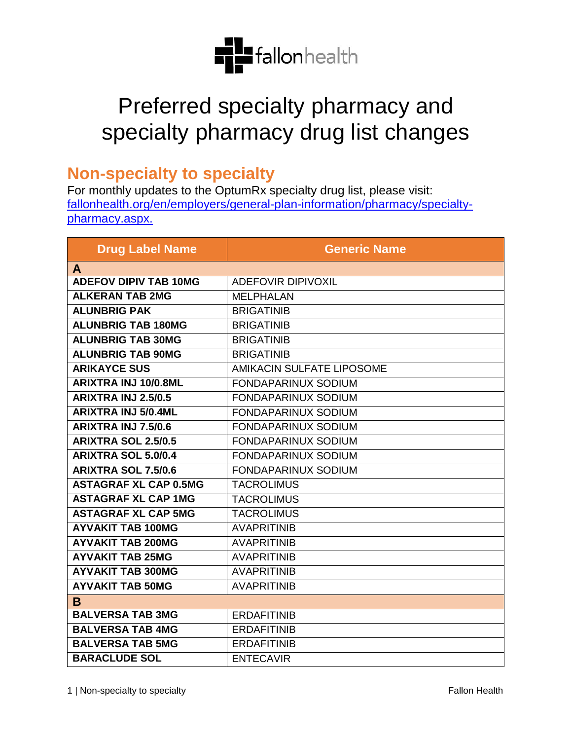# Preferred specialty pharmacy and specialty pharmacy drug list changes

## Non-specialty to specialty

For monthly updates to the OptumRx specialty drug list, please visit: [fallonhealth.org/en/employers/general-plan-information/pharmacy/specialty-pharmacy.aspx.](fallonhealth.org/en/employers/general-plan-information/pharmacy/specialty-pharmacy.aspx)

| Drug Label Name | Generic Name |
|---|---|
| **A** | |
| **ADEFOV DIPIV TAB 10MG** | ADEFOVIR DIPIVOXIL |
| **ALKERAN TAB 2MG** | MELPHALAN |
| **ALUNBRIG PAK** | BRIGATINIB |
| **ALUNBRIG TAB 180MG** | BRIGATINIB |
| **ALUNBRIG TAB 30MG** | BRIGATINIB |
| **ALUNBRIG TAB 90MG** | BRIGATINIB |
| **ARIKAYCE SUS** | AMIKACIN SULFATE LIPOSOME |
| **ARIXTRA INJ 10/0.8ML** | FONDAPARINUX SODIUM |
| **ARIXTRA INJ 2.5/0.5** | FONDAPARINUX SODIUM |
| **ARIXTRA INJ 5/0.4ML** | FONDAPARINUX SODIUM |
| **ARIXTRA INJ 7.5/0.6** | FONDAPARINUX SODIUM |
| **ARIXTRA SOL 2.5/0.5** | FONDAPARINUX SODIUM |
| **ARIXTRA SOL 5.0/0.4** | FONDAPARINUX SODIUM |
| **ARIXTRA SOL 7.5/0.6** | FONDAPARINUX SODIUM |
| **ASTAGRAF XL CAP 0.5MG** | TACROLIMUS |
| **ASTAGRAF XL CAP 1MG** | TACROLIMUS |
| **ASTAGRAF XL CAP 5MG** | TACROLIMUS |
| **AYVAKIT TAB 100MG** | AVAPRITINIB |
| **AYVAKIT TAB 200MG** | AVAPRITINIB |
| **AYVAKIT TAB 25MG** | AVAPRITINIB |
| **AYVAKIT TAB 300MG** | AVAPRITINIB |
| **AYVAKIT TAB 50MG** | AVAPRITINIB |
| **B** | |
| **BALVERSA TAB 3MG** | ERDAFITINIB |
| **BALVERSA TAB 4MG** | ERDAFITINIB |
| **BALVERSA TAB 5MG** | ERDAFITINIB |
| **BARACLUDE SOL** | ENTECAVIR |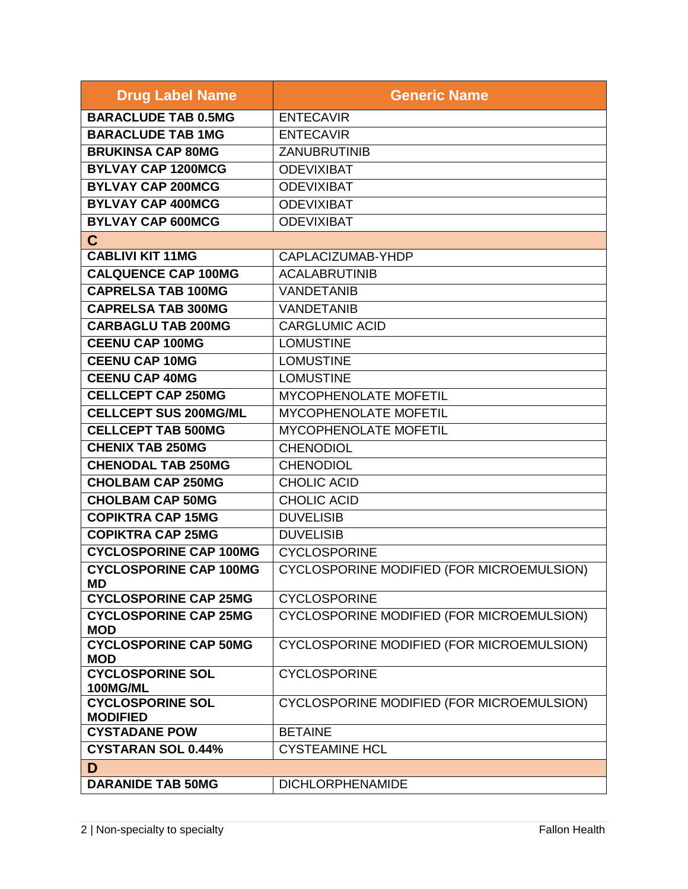| Drug Label Name | Generic Name |
| --- | --- |
| **BARACLUDE TAB 0.5MG** | ENTECAVIR |
| **BARACLUDE TAB 1MG** | ENTECAVIR |
| **BRUKINSA CAP 80MG** | ZANUBRUTINIB |
| **BYLVAY CAP 1200MCG** | ODEVIXIBAT |
| **BYLVAY CAP 200MCG** | ODEVIXIBAT |
| **BYLVAY CAP 400MCG** | ODEVIXIBAT |
| **BYLVAY CAP 600MCG** | ODEVIXIBAT |
| **C** | |
| **CABLIVI KIT 11MG** | CAPLACIZUMAB-YHDP |
| **CALQUENCE CAP 100MG** | ACALABRUTINIB |
| **CAPRELSA TAB 100MG** | VANDETANIB |
| **CAPRELSA TAB 300MG** | VANDETANIB |
| **CARBAGLU TAB 200MG** | CARGLUMIC ACID |
| **CEENU CAP 100MG** | LOMUSTINE |
| **CEENU CAP 10MG** | LOMUSTINE |
| **CEENU CAP 40MG** | LOMUSTINE |
| **CELLCEPT CAP 250MG** | MYCOPHENOLATE MOFETIL |
| **CELLCEPT SUS 200MG/ML** | MYCOPHENOLATE MOFETIL |
| **CELLCEPT TAB 500MG** | MYCOPHENOLATE MOFETIL |
| **CHENIX TAB 250MG** | CHENODIOL |
| **CHENODAL TAB 250MG** | CHENODIOL |
| **CHOLBAM CAP 250MG** | CHOLIC ACID |
| **CHOLBAM CAP 50MG** | CHOLIC ACID |
| **COPIKTRA CAP 15MG** | DUVELISIB |
| **COPIKTRA CAP 25MG** | DUVELISIB |
| **CYCLOSPORINE CAP 100MG** | CYCLOSPORINE |
| **CYCLOSPORINE CAP 100MG MD** | CYCLOSPORINE MODIFIED (FOR MICROEMULSION) |
| **CYCLOSPORINE CAP 25MG** | CYCLOSPORINE |
| **CYCLOSPORINE CAP 25MG MOD** | CYCLOSPORINE MODIFIED (FOR MICROEMULSION) |
| **CYCLOSPORINE CAP 50MG MOD** | CYCLOSPORINE MODIFIED (FOR MICROEMULSION) |
| **CYCLOSPORINE SOL 100MG/ML** | CYCLOSPORINE |
| **CYCLOSPORINE SOL MODIFIED** | CYCLOSPORINE MODIFIED (FOR MICROEMULSION) |
| **CYSTADANE POW** | BETAINE |
| **CYSTARAN SOL 0.44%** | CYSTEAMINE HCL |
| **D** | |
| **DARANIDE TAB 50MG** | DICHLORPHENAMIDE |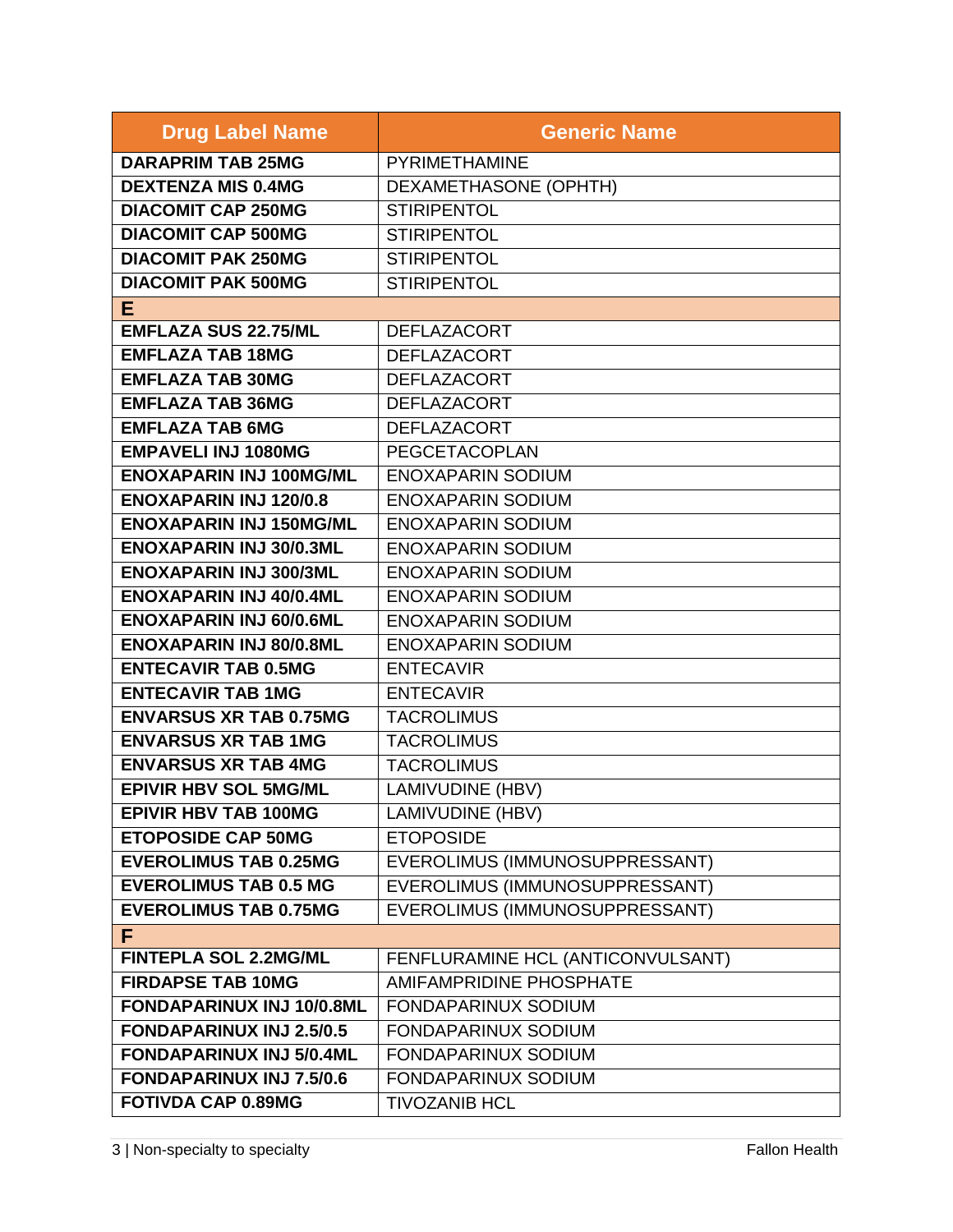| Drug Label Name | Generic Name |
| --- | --- |
| **DARAPRIM TAB 25MG** | PYRIMETHAMINE |
| **DEXTENZA MIS 0.4MG** | DEXAMETHASONE (OPHTH) |
| **DIACOMIT CAP 250MG** | STIRIPENTOL |
| **DIACOMIT CAP 500MG** | STIRIPENTOL |
| **DIACOMIT PAK 250MG** | STIRIPENTOL |
| **DIACOMIT PAK 500MG** | STIRIPENTOL |
| **E** | |
| **EMFLAZA SUS 22.75/ML** | DEFLAZACORT |
| **EMFLAZA TAB 18MG** | DEFLAZACORT |
| **EMFLAZA TAB 30MG** | DEFLAZACORT |
| **EMFLAZA TAB 36MG** | DEFLAZACORT |
| **EMFLAZA TAB 6MG** | DEFLAZACORT |
| **EMPAVELI INJ 1080MG** | PEGCETACOPLAN |
| **ENOXAPARIN INJ 100MG/ML** | ENOXAPARIN SODIUM |
| **ENOXAPARIN INJ 120/0.8** | ENOXAPARIN SODIUM |
| **ENOXAPARIN INJ 150MG/ML** | ENOXAPARIN SODIUM |
| **ENOXAPARIN INJ 30/0.3ML** | ENOXAPARIN SODIUM |
| **ENOXAPARIN INJ 300/3ML** | ENOXAPARIN SODIUM |
| **ENOXAPARIN INJ 40/0.4ML** | ENOXAPARIN SODIUM |
| **ENOXAPARIN INJ 60/0.6ML** | ENOXAPARIN SODIUM |
| **ENOXAPARIN INJ 80/0.8ML** | ENOXAPARIN SODIUM |
| **ENTECAVIR TAB 0.5MG** | ENTECAVIR |
| **ENTECAVIR TAB 1MG** | ENTECAVIR |
| **ENVARSUS XR TAB 0.75MG** | TACROLIMUS |
| **ENVARSUS XR TAB 1MG** | TACROLIMUS |
| **ENVARSUS XR TAB 4MG** | TACROLIMUS |
| **EPIVIR HBV SOL 5MG/ML** | LAMIVUDINE (HBV) |
| **EPIVIR HBV TAB 100MG** | LAMIVUDINE (HBV) |
| **ETOPOSIDE CAP 50MG** | ETOPOSIDE |
| **EVEROLIMUS TAB 0.25MG** | EVEROLIMUS (IMMUNOSUPPRESSANT) |
| **EVEROLIMUS TAB 0.5 MG** | EVEROLIMUS (IMMUNOSUPPRESSANT) |
| **EVEROLIMUS TAB 0.75MG** | EVEROLIMUS (IMMUNOSUPPRESSANT) |
| **F** | |
| **FINTEPLA SOL 2.2MG/ML** | FENFLURAMINE HCL (ANTICONVULSANT) |
| **FIRDAPSE TAB 10MG** | AMIFAMPRIDINE PHOSPHATE |
| **FONDAPARINUX INJ 10/0.8ML** | FONDAPARINUX SODIUM |
| **FONDAPARINUX INJ 2.5/0.5** | FONDAPARINUX SODIUM |
| **FONDAPARINUX INJ 5/0.4ML** | FONDAPARINUX SODIUM |
| **FONDAPARINUX INJ 7.5/0.6** | FONDAPARINUX SODIUM |
| **FOTIVDA CAP 0.89MG** | TIVOZANIB HCL |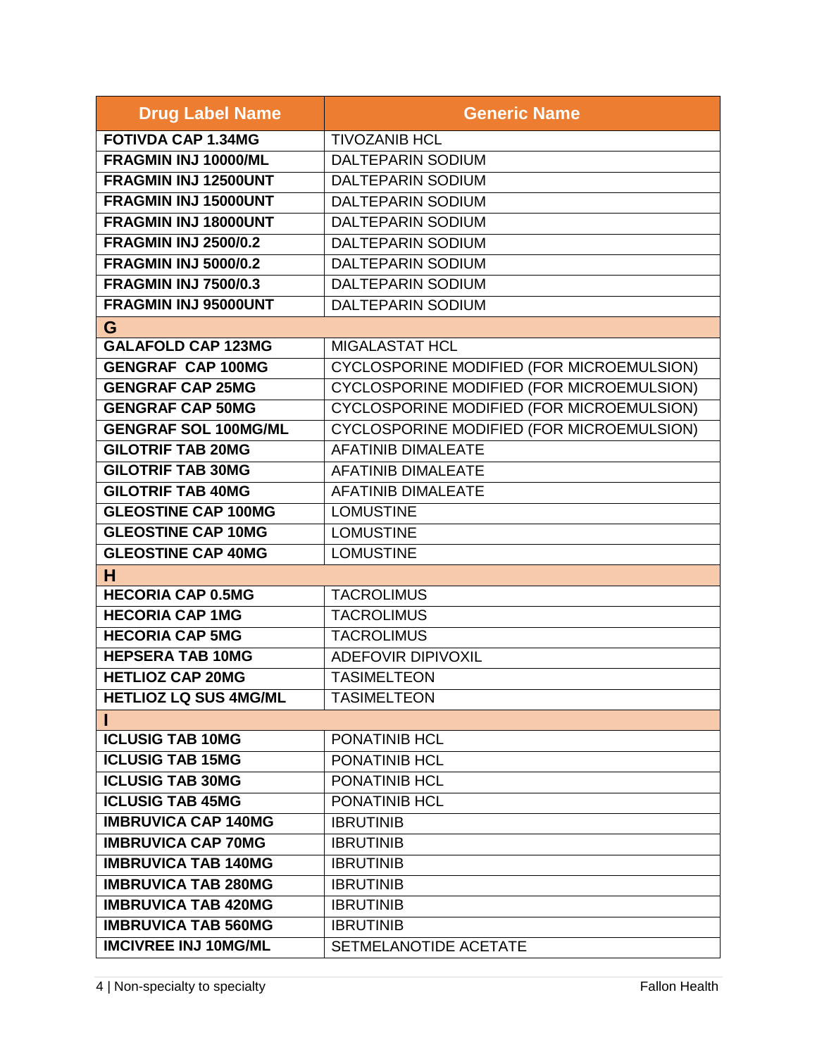| Drug Label Name | Generic Name |
|---|---|
| **FOTIVDA CAP 1.34MG** | TIVOZANIB HCL |
| **FRAGMIN INJ 10000/ML** | DALTEPARIN SODIUM |
| **FRAGMIN INJ 12500UNT** | DALTEPARIN SODIUM |
| **FRAGMIN INJ 15000UNT** | DALTEPARIN SODIUM |
| **FRAGMIN INJ 18000UNT** | DALTEPARIN SODIUM |
| **FRAGMIN INJ 2500/0.2** | DALTEPARIN SODIUM |
| **FRAGMIN INJ 5000/0.2** | DALTEPARIN SODIUM |
| **FRAGMIN INJ 7500/0.3** | DALTEPARIN SODIUM |
| **FRAGMIN INJ 95000UNT** | DALTEPARIN SODIUM |
| **G** | |
| **GALAFOLD CAP 123MG** | MIGALASTAT HCL |
| **GENGRAF CAP 100MG** | CYCLOSPORINE MODIFIED (FOR MICROEMULSION) |
| **GENGRAF CAP 25MG** | CYCLOSPORINE MODIFIED (FOR MICROEMULSION) |
| **GENGRAF CAP 50MG** | CYCLOSPORINE MODIFIED (FOR MICROEMULSION) |
| **GENGRAF SOL 100MG/ML** | CYCLOSPORINE MODIFIED (FOR MICROEMULSION) |
| **GILOTRIF TAB 20MG** | AFATINIB DIMALEATE |
| **GILOTRIF TAB 30MG** | AFATINIB DIMALEATE |
| **GILOTRIF TAB 40MG** | AFATINIB DIMALEATE |
| **GLEOSTINE CAP 100MG** | LOMUSTINE |
| **GLEOSTINE CAP 10MG** | LOMUSTINE |
| **GLEOSTINE CAP 40MG** | LOMUSTINE |
| **H** | |
| **HECORIA CAP 0.5MG** | TACROLIMUS |
| **HECORIA CAP 1MG** | TACROLIMUS |
| **HECORIA CAP 5MG** | TACROLIMUS |
| **HEPSERA TAB 10MG** | ADEFOVIR DIPIVOXIL |
| **HETLIOZ CAP 20MG** | TASIMELTEON |
| **HETLIOZ LQ SUS 4MG/ML** | TASIMELTEON |
| **I** | |
| **ICLUSIG TAB 10MG** | PONATINIB HCL |
| **ICLUSIG TAB 15MG** | PONATINIB HCL |
| **ICLUSIG TAB 30MG** | PONATINIB HCL |
| **ICLUSIG TAB 45MG** | PONATINIB HCL |
| **IMBRUVICA CAP 140MG** | IBRUTINIB |
| **IMBRUVICA CAP 70MG** | IBRUTINIB |
| **IMBRUVICA TAB 140MG** | IBRUTINIB |
| **IMBRUVICA TAB 280MG** | IBRUTINIB |
| **IMBRUVICA TAB 420MG** | IBRUTINIB |
| **IMBRUVICA TAB 560MG** | IBRUTINIB |
| **IMCIVREE INJ 10MG/ML** | SETMELANOTIDE ACETATE |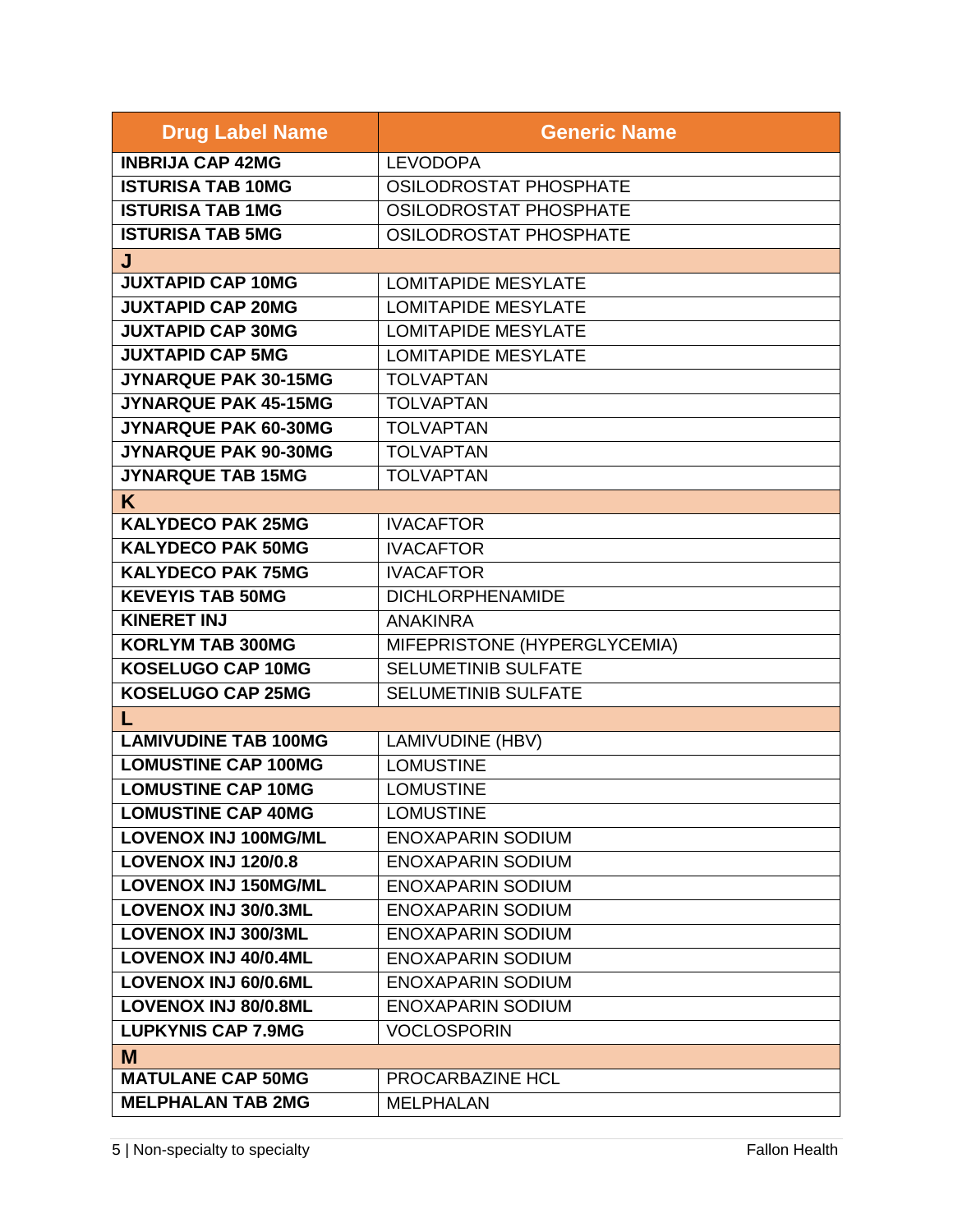| Drug Label Name | Generic Name |
|---|---|
| **INBRIJA CAP 42MG** | LEVODOPA |
| **ISTURISA TAB 10MG** | OSILODROSTAT PHOSPHATE |
| **ISTURISA TAB 1MG** | OSILODROSTAT PHOSPHATE |
| **ISTURISA TAB 5MG** | OSILODROSTAT PHOSPHATE |
| **J** | |
| **JUXTAPID CAP 10MG** | LOMITAPIDE MESYLATE |
| **JUXTAPID CAP 20MG** | LOMITAPIDE MESYLATE |
| **JUXTAPID CAP 30MG** | LOMITAPIDE MESYLATE |
| **JUXTAPID CAP 5MG** | LOMITAPIDE MESYLATE |
| **JYNARQUE PAK 30-15MG** | TOLVAPTAN |
| **JYNARQUE PAK 45-15MG** | TOLVAPTAN |
| **JYNARQUE PAK 60-30MG** | TOLVAPTAN |
| **JYNARQUE PAK 90-30MG** | TOLVAPTAN |
| **JYNARQUE TAB 15MG** | TOLVAPTAN |
| **K** | |
| **KALYDECO PAK 25MG** | IVACAFTOR |
| **KALYDECO PAK 50MG** | IVACAFTOR |
| **KALYDECO PAK 75MG** | IVACAFTOR |
| **KEVEYIS TAB 50MG** | DICHLORPHENAMIDE |
| **KINERET INJ** | ANAKINRA |
| **KORLYM TAB 300MG** | MIFEPRISTONE (HYPERGLYCEMIA) |
| **KOSELUGO CAP 10MG** | SELUMETINIB SULFATE |
| **KOSELUGO CAP 25MG** | SELUMETINIB SULFATE |
| **L** | |
| **LAMIVUDINE TAB 100MG** | LAMIVUDINE (HBV) |
| **LOMUSTINE CAP 100MG** | LOMUSTINE |
| **LOMUSTINE CAP 10MG** | LOMUSTINE |
| **LOMUSTINE CAP 40MG** | LOMUSTINE |
| **LOVENOX INJ 100MG/ML** | ENOXAPARIN SODIUM |
| **LOVENOX INJ 120/0.8** | ENOXAPARIN SODIUM |
| **LOVENOX INJ 150MG/ML** | ENOXAPARIN SODIUM |
| **LOVENOX INJ 30/0.3ML** | ENOXAPARIN SODIUM |
| **LOVENOX INJ 300/3ML** | ENOXAPARIN SODIUM |
| **LOVENOX INJ 40/0.4ML** | ENOXAPARIN SODIUM |
| **LOVENOX INJ 60/0.6ML** | ENOXAPARIN SODIUM |
| **LOVENOX INJ 80/0.8ML** | ENOXAPARIN SODIUM |
| **LUPKYNIS CAP 7.9MG** | VOCLOSPORIN |
| **M** | |
| **MATULANE CAP 50MG** | PROCARBAZINE HCL |
| **MELPHALAN TAB 2MG** | MELPHALAN |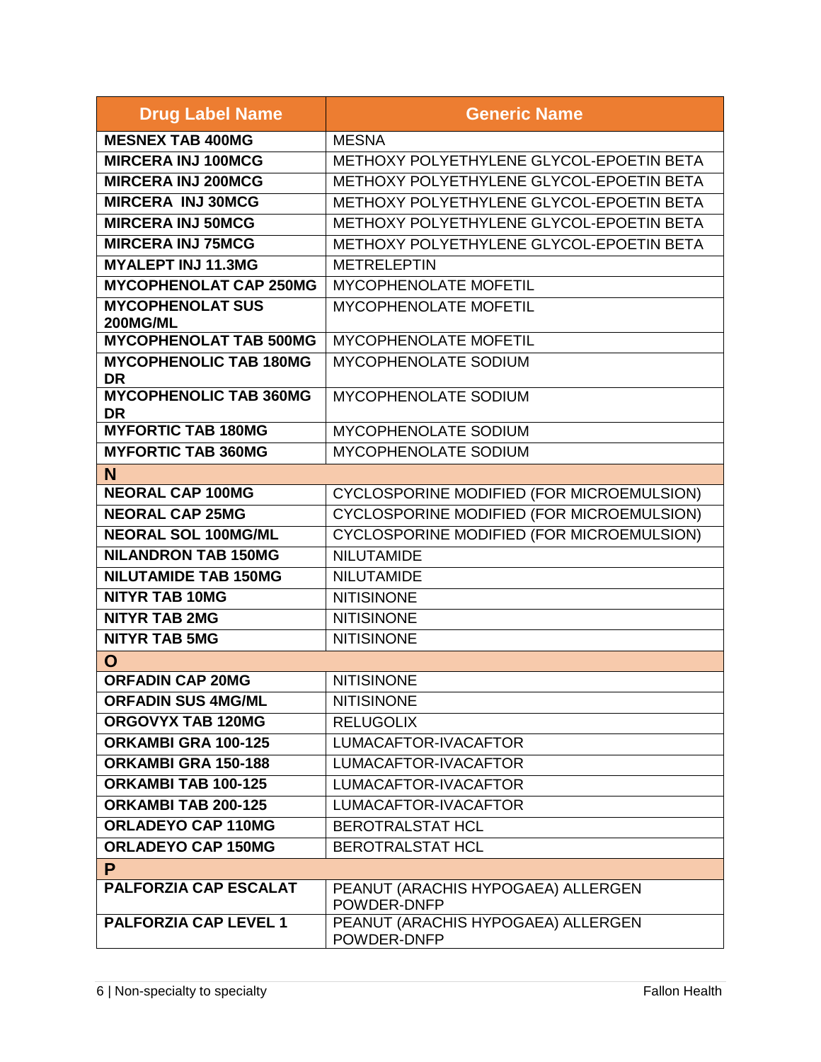| Drug Label Name | Generic Name |
|---|---|
| **MESNEX TAB 400MG** | MESNA |
| **MIRCERA INJ 100MCG** | METHOXY POLYETHYLENE GLYCOL-EPOETIN BETA |
| **MIRCERA INJ 200MCG** | METHOXY POLYETHYLENE GLYCOL-EPOETIN BETA |
| **MIRCERA  INJ 30MCG** | METHOXY POLYETHYLENE GLYCOL-EPOETIN BETA |
| **MIRCERA INJ 50MCG** | METHOXY POLYETHYLENE GLYCOL-EPOETIN BETA |
| **MIRCERA INJ 75MCG** | METHOXY POLYETHYLENE GLYCOL-EPOETIN BETA |
| **MYALEPT INJ 11.3MG** | METRELEPTIN |
| **MYCOPHENOLAT CAP 250MG** | MYCOPHENOLATE MOFETIL |
| **MYCOPHENOLAT SUS 200MG/ML** | MYCOPHENOLATE MOFETIL |
| **MYCOPHENOLAT TAB 500MG** | MYCOPHENOLATE MOFETIL |
| **MYCOPHENOLIC TAB 180MG DR** | MYCOPHENOLATE SODIUM |
| **MYCOPHENOLIC TAB 360MG DR** | MYCOPHENOLATE SODIUM |
| **MYFORTIC TAB 180MG** | MYCOPHENOLATE SODIUM |
| **MYFORTIC TAB 360MG** | MYCOPHENOLATE SODIUM |
| **N** | |
| **NEORAL CAP 100MG** | CYCLOSPORINE MODIFIED (FOR MICROEMULSION) |
| **NEORAL CAP 25MG** | CYCLOSPORINE MODIFIED (FOR MICROEMULSION) |
| **NEORAL SOL 100MG/ML** | CYCLOSPORINE MODIFIED (FOR MICROEMULSION) |
| **NILANDRON TAB 150MG** | NILUTAMIDE |
| **NILUTAMIDE TAB 150MG** | NILUTAMIDE |
| **NITYR TAB 10MG** | NITISINONE |
| **NITYR TAB 2MG** | NITISINONE |
| **NITYR TAB 5MG** | NITISINONE |
| **O** | |
| **ORFADIN CAP 20MG** | NITISINONE |
| **ORFADIN SUS 4MG/ML** | NITISINONE |
| **ORGOVYX TAB 120MG** | RELUGOLIX |
| **ORKAMBI GRA 100-125** | LUMACAFTOR-IVACAFTOR |
| **ORKAMBI GRA 150-188** | LUMACAFTOR-IVACAFTOR |
| **ORKAMBI TAB 100-125** | LUMACAFTOR-IVACAFTOR |
| **ORKAMBI TAB 200-125** | LUMACAFTOR-IVACAFTOR |
| **ORLADEYO CAP 110MG** | BEROTRALSTAT HCL |
| **ORLADEYO CAP 150MG** | BEROTRALSTAT HCL |
| **P** | |
| **PALFORZIA CAP ESCALAT** | PEANUT (ARACHIS HYPOGAEA) ALLERGEN POWDER-DNFP |
| **PALFORZIA CAP LEVEL 1** | PEANUT (ARACHIS HYPOGAEA) ALLERGEN POWDER-DNFP |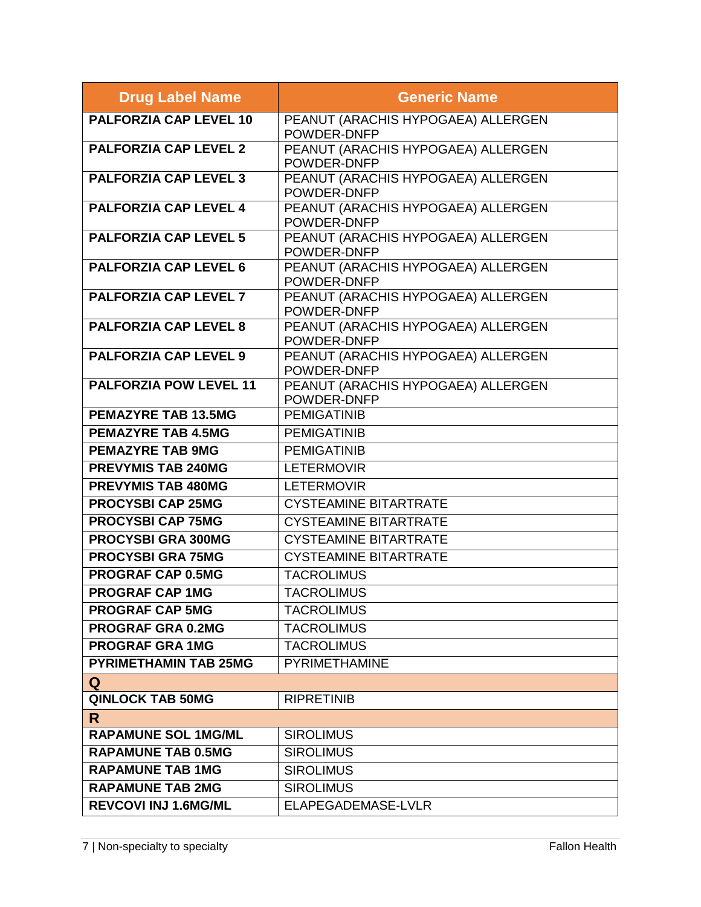| Drug Label Name | Generic Name |
| --- | --- |
| **PALFORZIA CAP LEVEL 10** | PEANUT (ARACHIS HYPOGAEA) ALLERGEN POWDER-DNFP |
| **PALFORZIA CAP LEVEL 2** | PEANUT (ARACHIS HYPOGAEA) ALLERGEN POWDER-DNFP |
| **PALFORZIA CAP LEVEL 3** | PEANUT (ARACHIS HYPOGAEA) ALLERGEN POWDER-DNFP |
| **PALFORZIA CAP LEVEL 4** | PEANUT (ARACHIS HYPOGAEA) ALLERGEN POWDER-DNFP |
| **PALFORZIA CAP LEVEL 5** | PEANUT (ARACHIS HYPOGAEA) ALLERGEN POWDER-DNFP |
| **PALFORZIA CAP LEVEL 6** | PEANUT (ARACHIS HYPOGAEA) ALLERGEN POWDER-DNFP |
| **PALFORZIA CAP LEVEL 7** | PEANUT (ARACHIS HYPOGAEA) ALLERGEN POWDER-DNFP |
| **PALFORZIA CAP LEVEL 8** | PEANUT (ARACHIS HYPOGAEA) ALLERGEN POWDER-DNFP |
| **PALFORZIA CAP LEVEL 9** | PEANUT (ARACHIS HYPOGAEA) ALLERGEN POWDER-DNFP |
| **PALFORZIA POW LEVEL 11** | PEANUT (ARACHIS HYPOGAEA) ALLERGEN POWDER-DNFP |
| **PEMAZYRE TAB 13.5MG** | PEMIGATINIB |
| **PEMAZYRE TAB 4.5MG** | PEMIGATINIB |
| **PEMAZYRE TAB 9MG** | PEMIGATINIB |
| **PREVYMIS TAB 240MG** | LETERMOVIR |
| **PREVYMIS TAB 480MG** | LETERMOVIR |
| **PROCYSBI CAP 25MG** | CYSTEAMINE BITARTRATE |
| **PROCYSBI CAP 75MG** | CYSTEAMINE BITARTRATE |
| **PROCYSBI GRA 300MG** | CYSTEAMINE BITARTRATE |
| **PROCYSBI GRA 75MG** | CYSTEAMINE BITARTRATE |
| **PROGRAF CAP 0.5MG** | TACROLIMUS |
| **PROGRAF CAP 1MG** | TACROLIMUS |
| **PROGRAF CAP 5MG** | TACROLIMUS |
| **PROGRAF GRA 0.2MG** | TACROLIMUS |
| **PROGRAF GRA 1MG** | TACROLIMUS |
| **PYRIMETHAMIN TAB 25MG** | PYRIMETHAMINE |
| **Q** | |
| **QINLOCK TAB 50MG** | RIPRETINIB |
| **R** | |
| **RAPAMUNE SOL 1MG/ML** | SIROLIMUS |
| **RAPAMUNE TAB 0.5MG** | SIROLIMUS |
| **RAPAMUNE TAB 1MG** | SIROLIMUS |
| **RAPAMUNE TAB 2MG** | SIROLIMUS |
| **REVCOVI INJ 1.6MG/ML** | ELAPEGADEMASE-LVLR |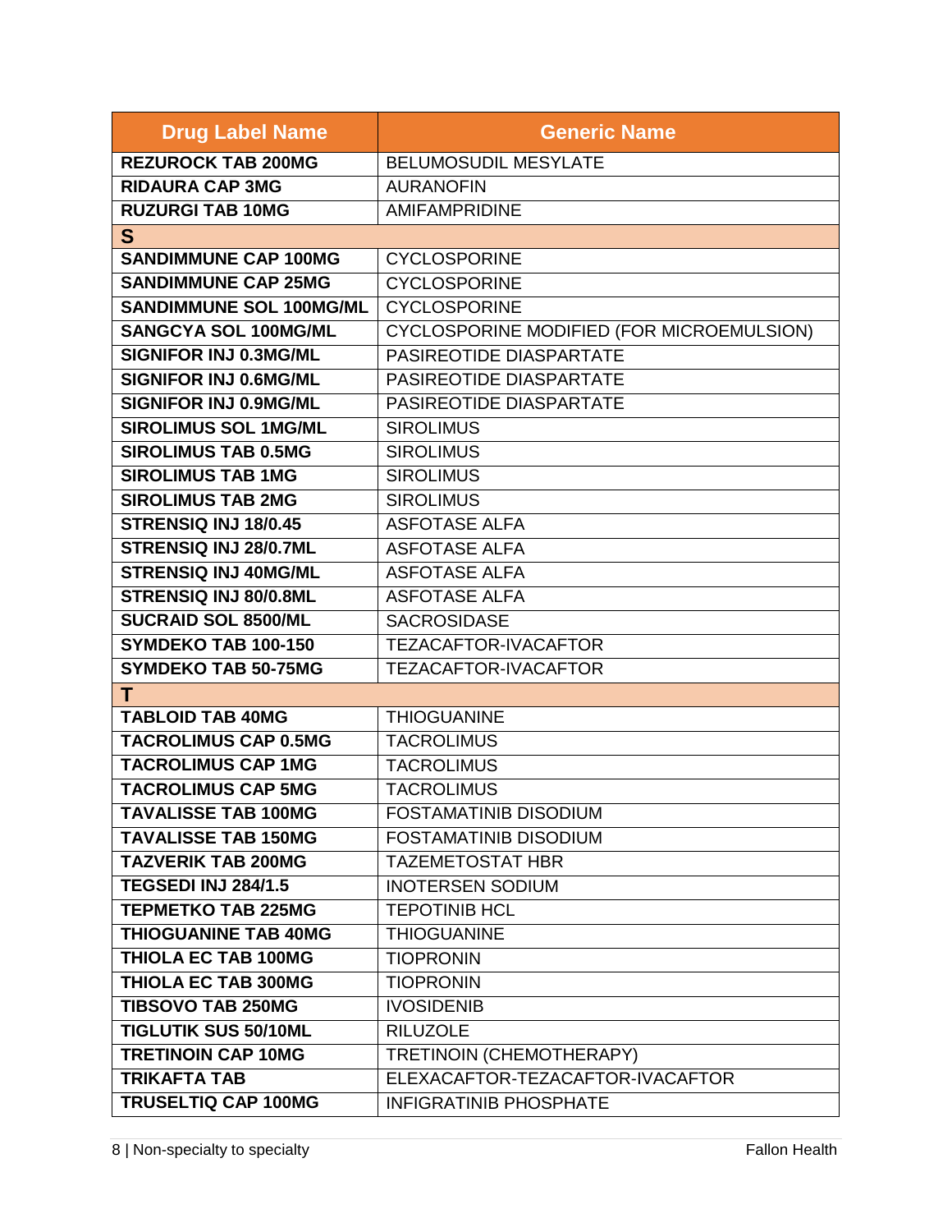| Drug Label Name | Generic Name |
|---|---|
| **REZUROCK TAB 200MG** | BELUMOSUDIL MESYLATE |
| **RIDAURA CAP 3MG** | AURANOFIN |
| **RUZURGI TAB 10MG** | AMIFAMPRIDINE |
| **S** | |
| **SANDIMMUNE CAP 100MG** | CYCLOSPORINE |
| **SANDIMMUNE CAP 25MG** | CYCLOSPORINE |
| **SANDIMMUNE SOL 100MG/ML** | CYCLOSPORINE |
| **SANGCYA SOL 100MG/ML** | CYCLOSPORINE MODIFIED (FOR MICROEMULSION) |
| **SIGNIFOR INJ 0.3MG/ML** | PASIREOTIDE DIASPARTATE |
| **SIGNIFOR INJ 0.6MG/ML** | PASIREOTIDE DIASPARTATE |
| **SIGNIFOR INJ 0.9MG/ML** | PASIREOTIDE DIASPARTATE |
| **SIROLIMUS SOL 1MG/ML** | SIROLIMUS |
| **SIROLIMUS TAB 0.5MG** | SIROLIMUS |
| **SIROLIMUS TAB 1MG** | SIROLIMUS |
| **SIROLIMUS TAB 2MG** | SIROLIMUS |
| **STRENSIQ INJ 18/0.45** | ASFOTASE ALFA |
| **STRENSIQ INJ 28/0.7ML** | ASFOTASE ALFA |
| **STRENSIQ INJ 40MG/ML** | ASFOTASE ALFA |
| **STRENSIQ INJ 80/0.8ML** | ASFOTASE ALFA |
| **SUCRAID SOL 8500/ML** | SACROSIDASE |
| **SYMDEKO TAB 100-150** | TEZACAFTOR-IVACAFTOR |
| **SYMDEKO TAB 50-75MG** | TEZACAFTOR-IVACAFTOR |
| **T** | |
| **TABLOID TAB 40MG** | THIOGUANINE |
| **TACROLIMUS CAP 0.5MG** | TACROLIMUS |
| **TACROLIMUS CAP 1MG** | TACROLIMUS |
| **TACROLIMUS CAP 5MG** | TACROLIMUS |
| **TAVALISSE TAB 100MG** | FOSTAMATINIB DISODIUM |
| **TAVALISSE TAB 150MG** | FOSTAMATINIB DISODIUM |
| **TAZVERIK TAB 200MG** | TAZEMETOSTAT HBR |
| **TEGSEDI INJ 284/1.5** | INOTERSEN SODIUM |
| **TEPMETKO TAB 225MG** | TEPOTINIB HCL |
| **THIOGUANINE TAB 40MG** | THIOGUANINE |
| **THIOLA EC TAB 100MG** | TIOPRONIN |
| **THIOLA EC TAB 300MG** | TIOPRONIN |
| **TIBSOVO TAB 250MG** | IVOSIDENIB |
| **TIGLUTIK SUS 50/10ML** | RILUZOLE |
| **TRETINOIN CAP 10MG** | TRETINOIN (CHEMOTHERAPY) |
| **TRIKAFTA TAB** | ELEXACAFTOR-TEZACAFTOR-IVACAFTOR |
| **TRUSELTIQ CAP 100MG** | INFIGRATINIB PHOSPHATE |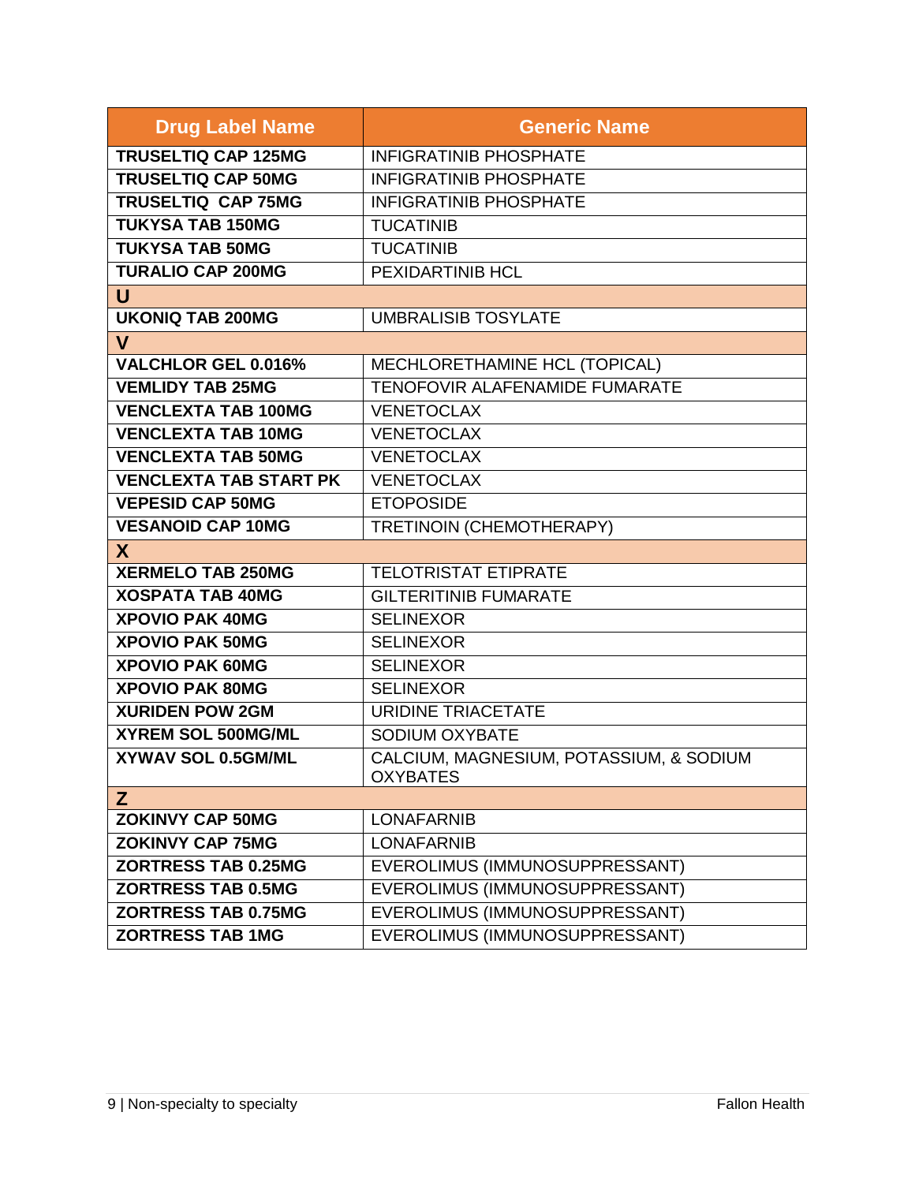| Drug Label Name | Generic Name |
|---|---|
| **TRUSELTIQ CAP 125MG** | INFIGRATINIB PHOSPHATE |
| **TRUSELTIQ CAP 50MG** | INFIGRATINIB PHOSPHATE |
| **TRUSELTIQ CAP 75MG** | INFIGRATINIB PHOSPHATE |
| **TUKYSA TAB 150MG** | TUCATINIB |
| **TUKYSA TAB 50MG** | TUCATINIB |
| **TURALIO CAP 200MG** | PEXIDARTINIB HCL |
| **U** | |
| **UKONIQ TAB 200MG** | UMBRALISIB TOSYLATE |
| **V** | |
| **VALCHLOR GEL 0.016%** | MECHLORETHAMINE HCL (TOPICAL) |
| **VEMLIDY TAB 25MG** | TENOFOVIR ALAFENAMIDE FUMARATE |
| **VENCLEXTA TAB 100MG** | VENETOCLAX |
| **VENCLEXTA TAB 10MG** | VENETOCLAX |
| **VENCLEXTA TAB 50MG** | VENETOCLAX |
| **VENCLEXTA TAB START PK** | VENETOCLAX |
| **VEPESID CAP 50MG** | ETOPOSIDE |
| **VESANOID CAP 10MG** | TRETINOIN (CHEMOTHERAPY) |
| **X** | |
| **XERMELO TAB 250MG** | TELOTRISTAT ETIPRATE |
| **XOSPATA TAB 40MG** | GILTERITINIB FUMARATE |
| **XPOVIO PAK 40MG** | SELINEXOR |
| **XPOVIO PAK 50MG** | SELINEXOR |
| **XPOVIO PAK 60MG** | SELINEXOR |
| **XPOVIO PAK 80MG** | SELINEXOR |
| **XURIDEN POW 2GM** | URIDINE TRIACETATE |
| **XYREM SOL 500MG/ML** | SODIUM OXYBATE |
| **XYWAV SOL 0.5GM/ML** | CALCIUM, MAGNESIUM, POTASSIUM, & SODIUM OXYBATES |
| **Z** | |
| **ZOKINVY CAP 50MG** | LONAFARNIB |
| **ZOKINVY CAP 75MG** | LONAFARNIB |
| **ZORTRESS TAB 0.25MG** | EVEROLIMUS (IMMUNOSUPPRESSANT) |
| **ZORTRESS TAB 0.5MG** | EVEROLIMUS (IMMUNOSUPPRESSANT) |
| **ZORTRESS TAB 0.75MG** | EVEROLIMUS (IMMUNOSUPPRESSANT) |
| **ZORTRESS TAB 1MG** | EVEROLIMUS (IMMUNOSUPPRESSANT) |